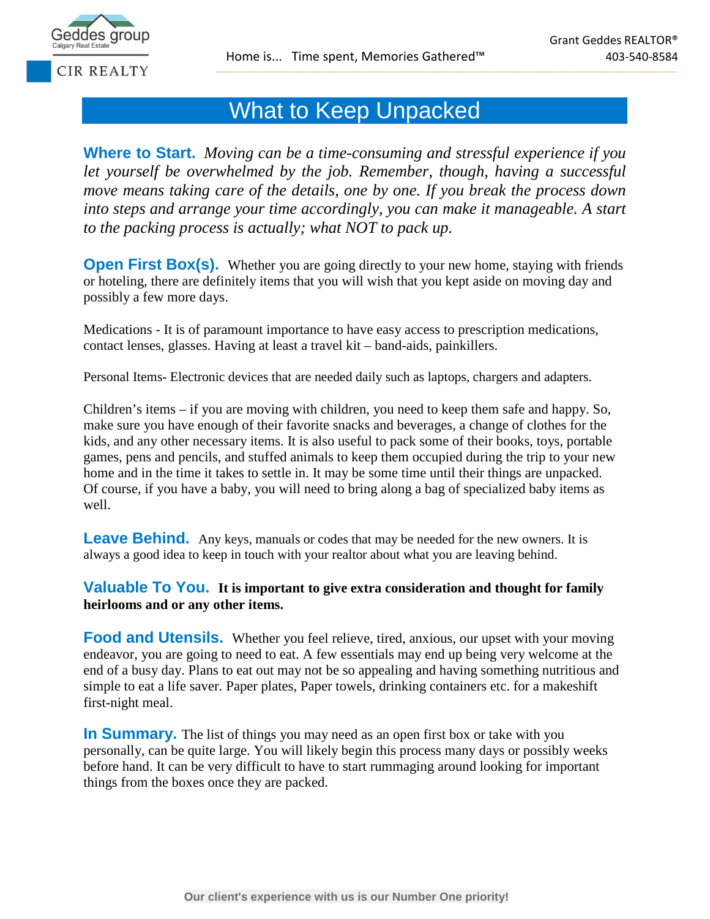# What to Keep Unpacked

**Where to Start.** *Moving can be a time-consuming and stressful experience if you let yourself be overwhelmed by the job. Remember, though, having a successful move means taking care of the details, one by one. If you break the process down into steps and arrange your time accordingly, you can make it manageable. A start to the packing process is actually; what NOT to pack up.*

**Open First Box(s).** Whether you are going directly to your new home, staying with friends or hoteling, there are definitely items that you will wish that you kept aside on moving day and possibly a few more days.

Medications - It is of paramount importance to have easy access to prescription medications, contact lenses, glasses. Having at least a travel kit – band-aids, painkillers.

Personal Items- Electronic devices that are needed daily such as laptops, chargers and adapters.

Children's items – if you are moving with children, you need to keep them safe and happy. So, make sure you have enough of their favorite snacks and beverages, a change of clothes for the kids, and any other necessary items. It is also useful to pack some of their books, toys, portable games, pens and pencils, and stuffed animals to keep them occupied during the trip to your new home and in the time it takes to settle in. It may be some time until their things are unpacked. Of course, if you have a baby, you will need to bring along a bag of specialized baby items as well.

**Leave Behind.** Any keys, manuals or codes that may be needed for the new owners. It is always a good idea to keep in touch with your realtor about what you are leaving behind.

**Valuable To You.** **It is important to give extra consideration and thought for family heirlooms and or any other items.**

**Food and Utensils.** Whether you feel relieve, tired, anxious, our upset with your moving endeavor, you are going to need to eat. A few essentials may end up being very welcome at the end of a busy day. Plans to eat out may not be so appealing and having something nutritious and simple to eat a life saver. Paper plates, Paper towels, drinking containers etc. for a makeshift first-night meal.

**In Summary.** The list of things you may need as an open first box or take with you personally, can be quite large. You will likely begin this process many days or possibly weeks before hand. It can be very difficult to have to start rummaging around looking for important things from the boxes once they are packed.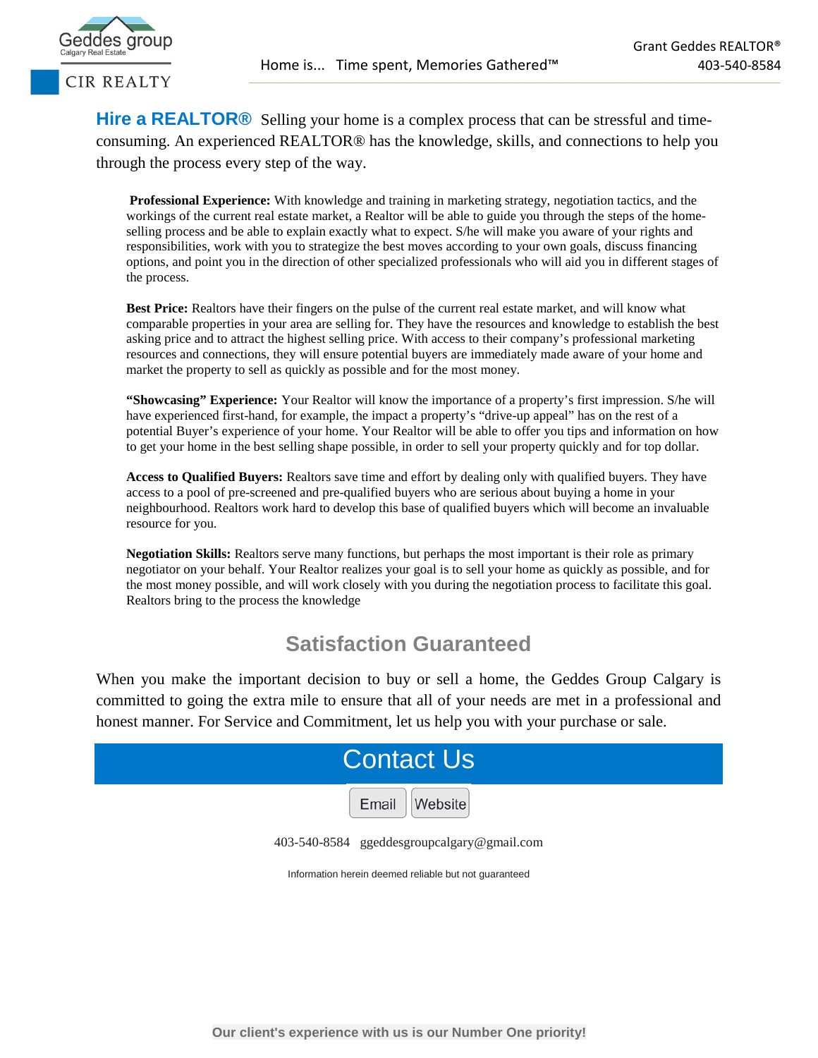**Hire a REALTOR®** Selling your home is a complex process that can be stressful and time-consuming. An experienced REALTOR® has the knowledge, skills, and connections to help you through the process every step of the way.

**Professional Experience:** With knowledge and training in marketing strategy, negotiation tactics, and the workings of the current real estate market, a Realtor will be able to guide you through the steps of the home-selling process and be able to explain exactly what to expect. S/he will make you aware of your rights and responsibilities, work with you to strategize the best moves according to your own goals, discuss financing options, and point you in the direction of other specialized professionals who will aid you in different stages of the process.

**Best Price:** Realtors have their fingers on the pulse of the current real estate market, and will know what comparable properties in your area are selling for. They have the resources and knowledge to establish the best asking price and to attract the highest selling price. With access to their company's professional marketing resources and connections, they will ensure potential buyers are immediately made aware of your home and market the property to sell as quickly as possible and for the most money.

**"Showcasing" Experience:** Your Realtor will know the importance of a property's first impression. S/he will have experienced first-hand, for example, the impact a property's "drive-up appeal" has on the rest of a potential Buyer's experience of your home. Your Realtor will be able to offer you tips and information on how to get your home in the best selling shape possible, in order to sell your property quickly and for top dollar.

**Access to Qualified Buyers:** Realtors save time and effort by dealing only with qualified buyers. They have access to a pool of pre-screened and pre-qualified buyers who are serious about buying a home in your neighbourhood. Realtors work hard to develop this base of qualified buyers which will become an invaluable resource for you.

**Negotiation Skills:** Realtors serve many functions, but perhaps the most important is their role as primary negotiator on your behalf. Your Realtor realizes your goal is to sell your home as quickly as possible, and for the most money possible, and will work closely with you during the negotiation process to facilitate this goal. Realtors bring to the process the knowledge

## Satisfaction Guaranteed

When you make the important decision to buy or sell a home, the Geddes Group Calgary is committed to going the extra mile to ensure that all of your needs are met in a professional and honest manner. For Service and Commitment, let us help you with your purchase or sale.

## Contact Us

Email Website

403-540-8584 ggeddesgroupcalgary@gmail.com

Information herein deemed reliable but not guaranteed

**Our client's experience with us is our Number One priority!**